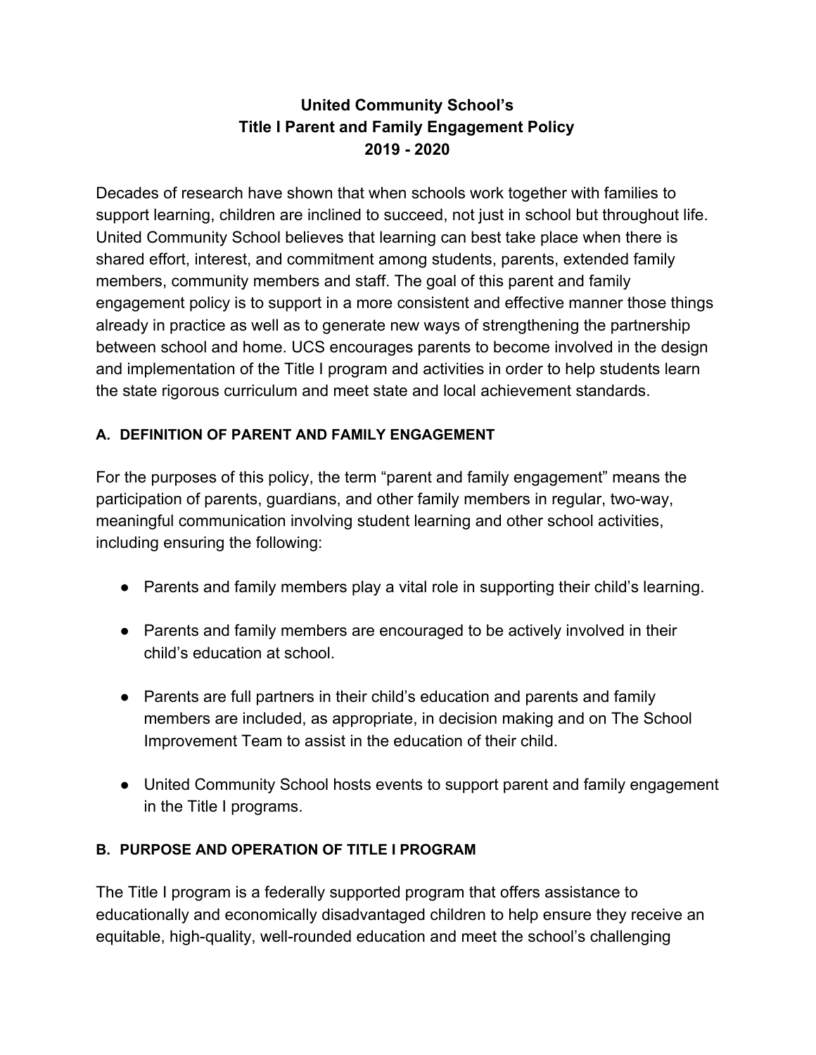# United Community School's
# Title I Parent and Family Engagement Policy
# 2019 - 2020

Decades of research have shown that when schools work together with families to support learning, children are inclined to succeed, not just in school but throughout life. United Community School believes that learning can best take place when there is shared effort, interest, and commitment among students, parents, extended family members, community members and staff. The goal of this parent and family engagement policy is to support in a more consistent and effective manner those things already in practice as well as to generate new ways of strengthening the partnership between school and home. UCS encourages parents to become involved in the design and implementation of the Title I program and activities in order to help students learn the state rigorous curriculum and meet state and local achievement standards.

## A. DEFINITION OF PARENT AND FAMILY ENGAGEMENT

For the purposes of this policy, the term "parent and family engagement" means the participation of parents, guardians, and other family members in regular, two-way, meaningful communication involving student learning and other school activities, including ensuring the following:

- Parents and family members play a vital role in supporting their child's learning.
- Parents and family members are encouraged to be actively involved in their child's education at school.
- Parents are full partners in their child's education and parents and family members are included, as appropriate, in decision making and on The School Improvement Team to assist in the education of their child.
- United Community School hosts events to support parent and family engagement in the Title I programs.

## B. PURPOSE AND OPERATION OF TITLE I PROGRAM

The Title I program is a federally supported program that offers assistance to educationally and economically disadvantaged children to help ensure they receive an equitable, high-quality, well-rounded education and meet the school's challenging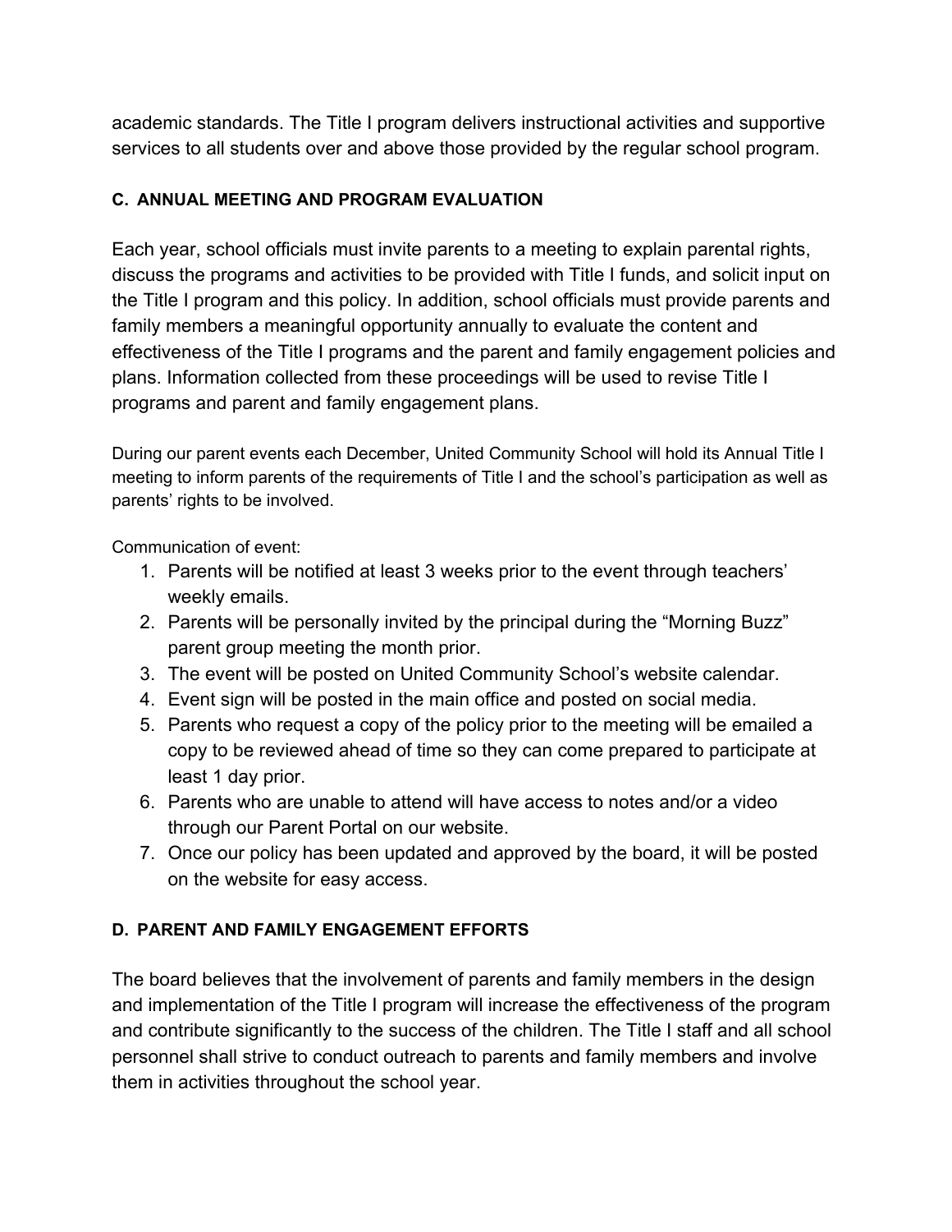academic standards. The Title I program delivers instructional activities and supportive services to all students over and above those provided by the regular school program.

**C. ANNUAL MEETING AND PROGRAM EVALUATION**

Each year, school officials must invite parents to a meeting to explain parental rights, discuss the programs and activities to be provided with Title I funds, and solicit input on the Title I program and this policy. In addition, school officials must provide parents and family members a meaningful opportunity annually to evaluate the content and effectiveness of the Title I programs and the parent and family engagement policies and plans. Information collected from these proceedings will be used to revise Title I programs and parent and family engagement plans.

During our parent events each December, United Community School will hold its Annual Title I meeting to inform parents of the requirements of Title I and the school's participation as well as parents' rights to be involved.

Communication of event:

1. Parents will be notified at least 3 weeks prior to the event through teachers' weekly emails.
2. Parents will be personally invited by the principal during the "Morning Buzz" parent group meeting the month prior.
3. The event will be posted on United Community School's website calendar.
4. Event sign will be posted in the main office and posted on social media.
5. Parents who request a copy of the policy prior to the meeting will be emailed a copy to be reviewed ahead of time so they can come prepared to participate at least 1 day prior.
6. Parents who are unable to attend will have access to notes and/or a video through our Parent Portal on our website.
7. Once our policy has been updated and approved by the board, it will be posted on the website for easy access.

**D. PARENT AND FAMILY ENGAGEMENT EFFORTS**

The board believes that the involvement of parents and family members in the design and implementation of the Title I program will increase the effectiveness of the program and contribute significantly to the success of the children. The Title I staff and all school personnel shall strive to conduct outreach to parents and family members and involve them in activities throughout the school year.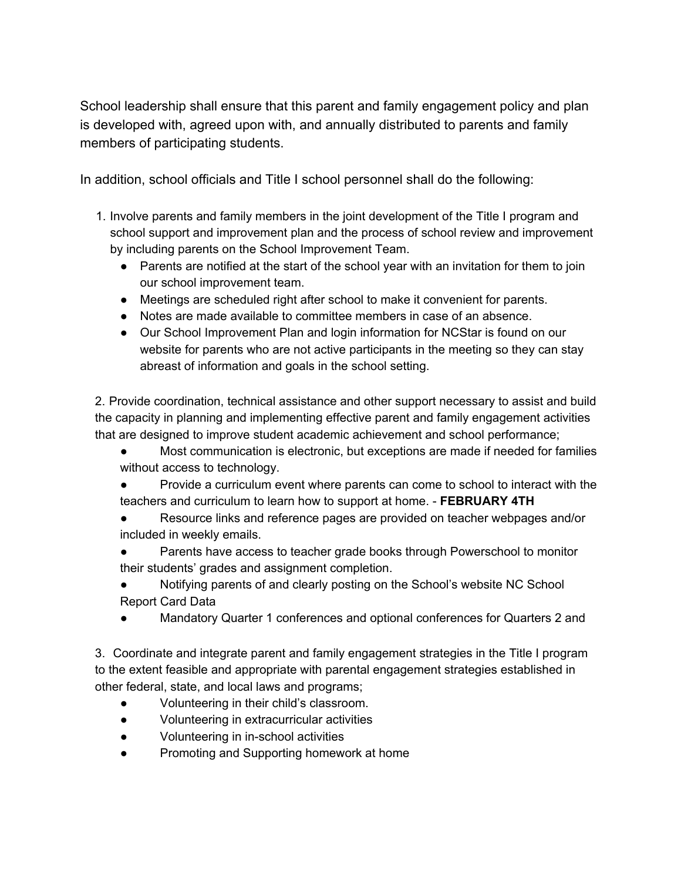School leadership shall ensure that this parent and family engagement policy and plan is developed with, agreed upon with, and annually distributed to parents and family members of participating students.

In addition, school officials and Title I school personnel shall do the following:

1. Involve parents and family members in the joint development of the Title I program and school support and improvement plan and the process of school review and improvement by including parents on the School Improvement Team.
   - Parents are notified at the start of the school year with an invitation for them to join our school improvement team.
   - Meetings are scheduled right after school to make it convenient for parents.
   - Notes are made available to committee members in case of an absence.
   - Our School Improvement Plan and login information for NCStar is found on our website for parents who are not active participants in the meeting so they can stay abreast of information and goals in the school setting.

2. Provide coordination, technical assistance and other support necessary to assist and build the capacity in planning and implementing effective parent and family engagement activities that are designed to improve student academic achievement and school performance;
   - Most communication is electronic, but exceptions are made if needed for families without access to technology.
   - Provide a curriculum event where parents can come to school to interact with the teachers and curriculum to learn how to support at home. - **FEBRUARY 4TH**
   - Resource links and reference pages are provided on teacher webpages and/or included in weekly emails.
   - Parents have access to teacher grade books through Powerschool to monitor their students' grades and assignment completion.
   - Notifying parents of and clearly posting on the School's website NC School Report Card Data
   - Mandatory Quarter 1 conferences and optional conferences for Quarters 2 and

3. Coordinate and integrate parent and family engagement strategies in the Title I program to the extent feasible and appropriate with parental engagement strategies established in other federal, state, and local laws and programs;
   - Volunteering in their child's classroom.
   - Volunteering in extracurricular activities
   - Volunteering in in-school activities
   - Promoting and Supporting homework at home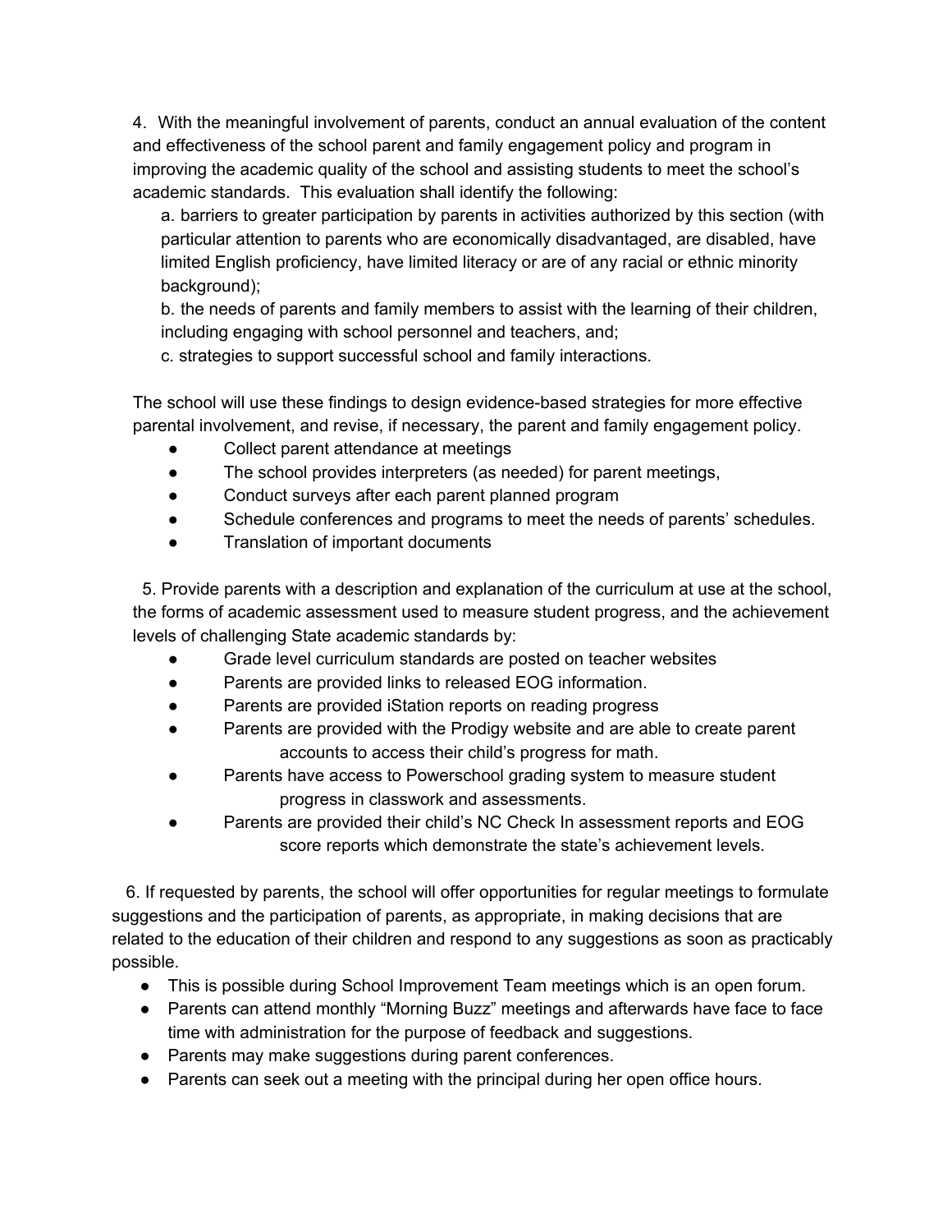4. With the meaningful involvement of parents, conduct an annual evaluation of the content and effectiveness of the school parent and family engagement policy and program in improving the academic quality of the school and assisting students to meet the school's academic standards. This evaluation shall identify the following:

   a. barriers to greater participation by parents in activities authorized by this section (with particular attention to parents who are economically disadvantaged, are disabled, have limited English proficiency, have limited literacy or are of any racial or ethnic minority background);

   b. the needs of parents and family members to assist with the learning of their children, including engaging with school personnel and teachers, and;

   c. strategies to support successful school and family interactions.

The school will use these findings to design evidence-based strategies for more effective parental involvement, and revise, if necessary, the parent and family engagement policy.

- Collect parent attendance at meetings
- The school provides interpreters (as needed) for parent meetings,
- Conduct surveys after each parent planned program
- Schedule conferences and programs to meet the needs of parents' schedules.
- Translation of important documents

5. Provide parents with a description and explanation of the curriculum at use at the school, the forms of academic assessment used to measure student progress, and the achievement levels of challenging State academic standards by:

- Grade level curriculum standards are posted on teacher websites
- Parents are provided links to released EOG information.
- Parents are provided iStation reports on reading progress
- Parents are provided with the Prodigy website and are able to create parent accounts to access their child's progress for math.
- Parents have access to Powerschool grading system to measure student progress in classwork and assessments.
- Parents are provided their child's NC Check In assessment reports and EOG score reports which demonstrate the state's achievement levels.

6. If requested by parents, the school will offer opportunities for regular meetings to formulate suggestions and the participation of parents, as appropriate, in making decisions that are related to the education of their children and respond to any suggestions as soon as practicably possible.

- This is possible during School Improvement Team meetings which is an open forum.
- Parents can attend monthly "Morning Buzz" meetings and afterwards have face to face time with administration for the purpose of feedback and suggestions.
- Parents may make suggestions during parent conferences.
- Parents can seek out a meeting with the principal during her open office hours.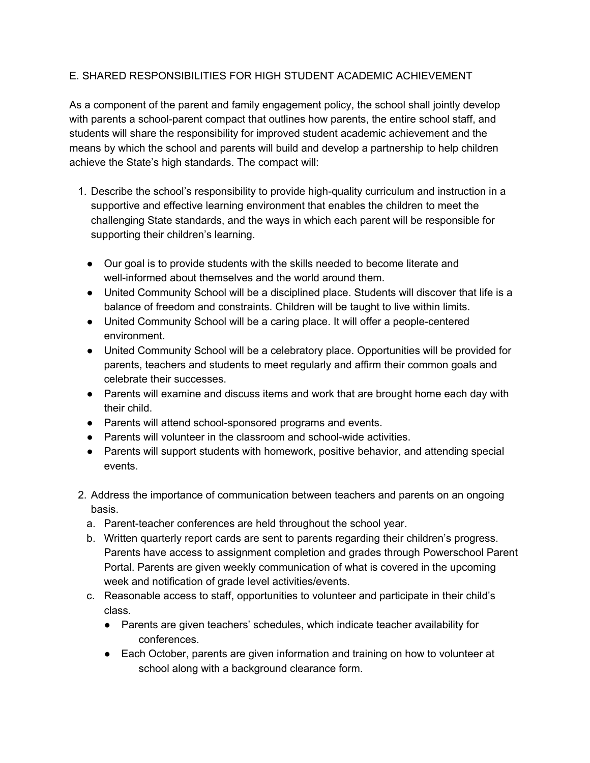## E. SHARED RESPONSIBILITIES FOR HIGH STUDENT ACADEMIC ACHIEVEMENT

As a component of the parent and family engagement policy, the school shall jointly develop with parents a school-parent compact that outlines how parents, the entire school staff, and students will share the responsibility for improved student academic achievement and the means by which the school and parents will build and develop a partnership to help children achieve the State's high standards. The compact will:

1. Describe the school's responsibility to provide high-quality curriculum and instruction in a supportive and effective learning environment that enables the children to meet the challenging State standards, and the ways in which each parent will be responsible for supporting their children's learning.

   - Our goal is to provide students with the skills needed to become literate and well-informed about themselves and the world around them.
   - United Community School will be a disciplined place. Students will discover that life is a balance of freedom and constraints. Children will be taught to live within limits.
   - United Community School will be a caring place. It will offer a people-centered environment.
   - United Community School will be a celebratory place. Opportunities will be provided for parents, teachers and students to meet regularly and affirm their common goals and celebrate their successes.
   - Parents will examine and discuss items and work that are brought home each day with their child.
   - Parents will attend school-sponsored programs and events.
   - Parents will volunteer in the classroom and school-wide activities.
   - Parents will support students with homework, positive behavior, and attending special events.

2. Address the importance of communication between teachers and parents on an ongoing basis.
   a. Parent-teacher conferences are held throughout the school year.
   b. Written quarterly report cards are sent to parents regarding their children's progress. Parents have access to assignment completion and grades through Powerschool Parent Portal. Parents are given weekly communication of what is covered in the upcoming week and notification of grade level activities/events.
   c. Reasonable access to staff, opportunities to volunteer and participate in their child's class.
      - Parents are given teachers' schedules, which indicate teacher availability for conferences.
      - Each October, parents are given information and training on how to volunteer at school along with a background clearance form.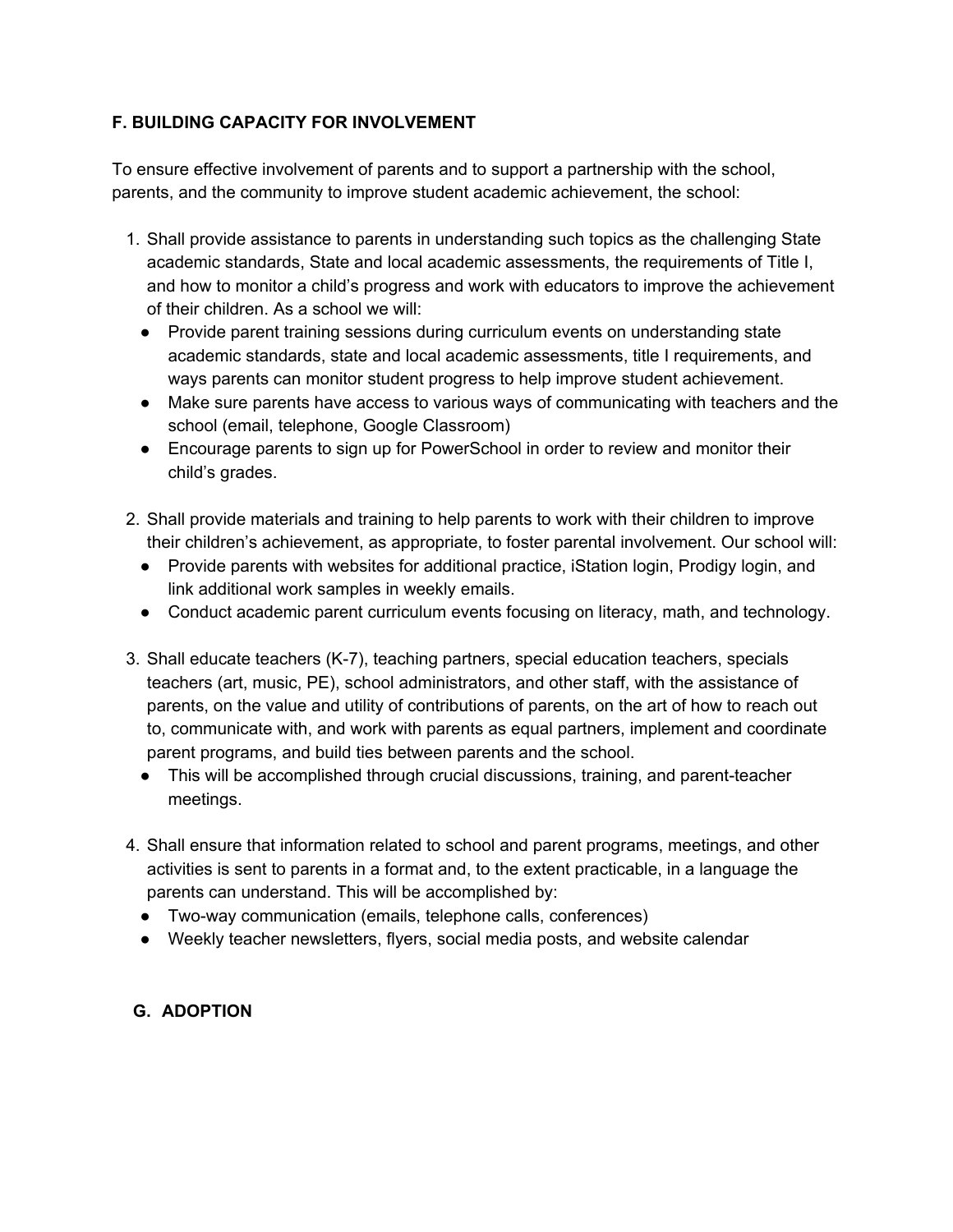**F. BUILDING CAPACITY FOR INVOLVEMENT**

To ensure effective involvement of parents and to support a partnership with the school, parents, and the community to improve student academic achievement, the school:

1. Shall provide assistance to parents in understanding such topics as the challenging State academic standards, State and local academic assessments, the requirements of Title I, and how to monitor a child's progress and work with educators to improve the achievement of their children. As a school we will:
   - Provide parent training sessions during curriculum events on understanding state academic standards, state and local academic assessments, title I requirements, and ways parents can monitor student progress to help improve student achievement.
   - Make sure parents have access to various ways of communicating with teachers and the school (email, telephone, Google Classroom)
   - Encourage parents to sign up for PowerSchool in order to review and monitor their child's grades.

2. Shall provide materials and training to help parents to work with their children to improve their children's achievement, as appropriate, to foster parental involvement. Our school will:
   - Provide parents with websites for additional practice, iStation login, Prodigy login, and link additional work samples in weekly emails.
   - Conduct academic parent curriculum events focusing on literacy, math, and technology.

3. Shall educate teachers (K-7), teaching partners, special education teachers, specials teachers (art, music, PE), school administrators, and other staff, with the assistance of parents, on the value and utility of contributions of parents, on the art of how to reach out to, communicate with, and work with parents as equal partners, implement and coordinate parent programs, and build ties between parents and the school.
   - This will be accomplished through crucial discussions, training, and parent-teacher meetings.

4. Shall ensure that information related to school and parent programs, meetings, and other activities is sent to parents in a format and, to the extent practicable, in a language the parents can understand. This will be accomplished by:
   - Two-way communication (emails, telephone calls, conferences)
   - Weekly teacher newsletters, flyers, social media posts, and website calendar

**G. ADOPTION**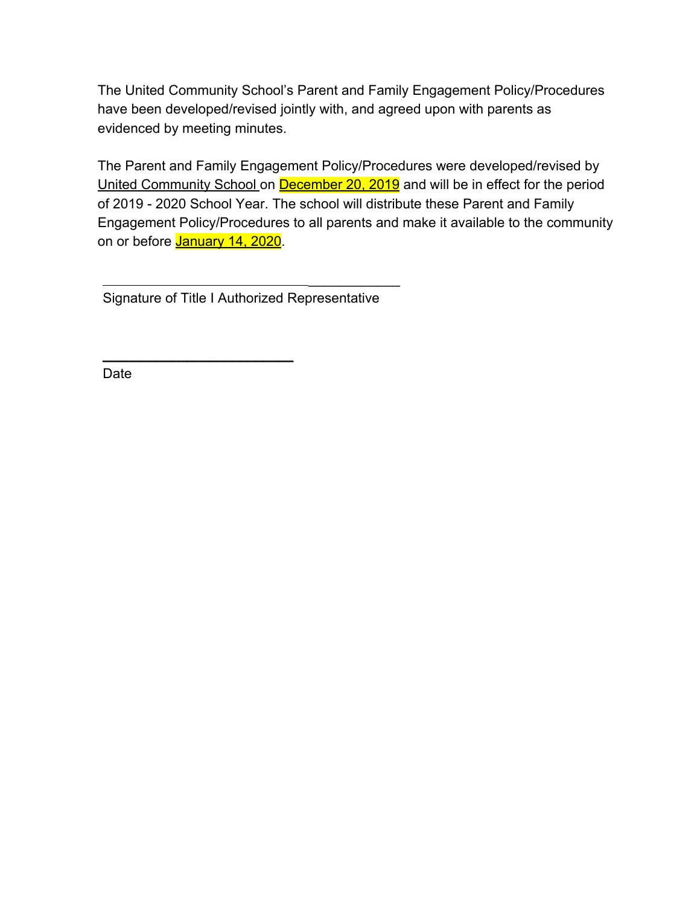The United Community School's Parent and Family Engagement Policy/Procedures have been developed/revised jointly with, and agreed upon with parents as evidenced by meeting minutes.

The Parent and Family Engagement Policy/Procedures were developed/revised by United Community School on December 20, 2019 and will be in effect for the period of 2019 - 2020 School Year. The school will distribute these Parent and Family Engagement Policy/Procedures to all parents and make it available to the community on or before January 14, 2020.

________________________________________

Signature of Title I Authorized Representative

__________________________

Date